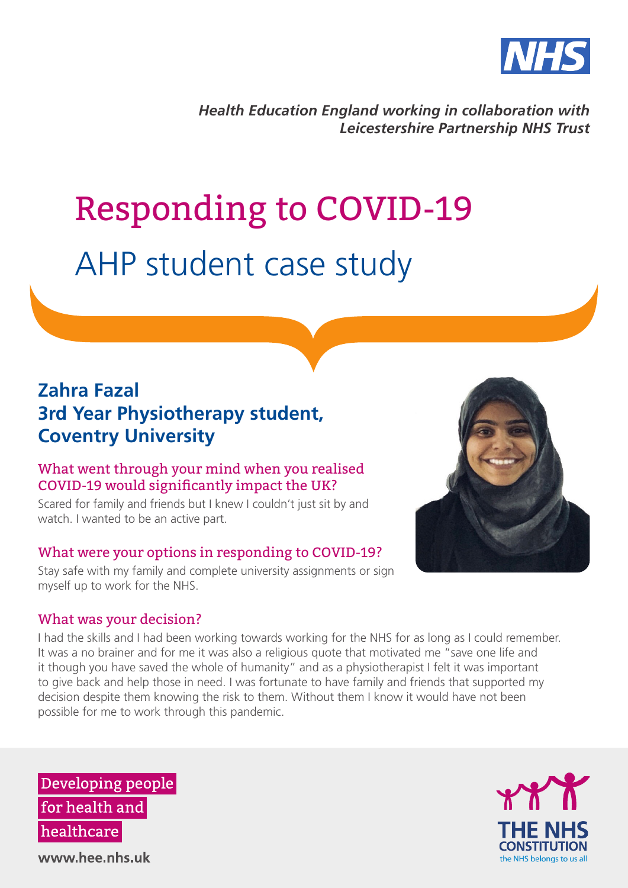*Health Education England working in collaboration with Leicestershire Partnership NHS Trust*

# Responding to COVID-19

## AHP student case study

### Zahra Fazal
### 3rd Year Physiotherapy student, Coventry University

#### What went through your mind when you realised COVID-19 would significantly impact the UK?

Scared for family and friends but I knew I couldn't just sit by and watch. I wanted to be an active part.

#### What were your options in responding to COVID-19?

Stay safe with my family and complete university assignments or sign myself up to work for the NHS.

#### What was your decision?

I had the skills and I had been working towards working for the NHS for as long as I could remember. It was a no brainer and for me it was also a religious quote that motivated me "save one life and it though you have saved the whole of humanity" and as a physiotherapist I felt it was important to give back and help those in need. I was fortunate to have family and friends that supported my decision despite them knowing the risk to them. Without them I know it would have not been possible for me to work through this pandemic.

Developing people for health and healthcare

www.hee.nhs.uk

THE NHS CONSTITUTION
the NHS belongs to us all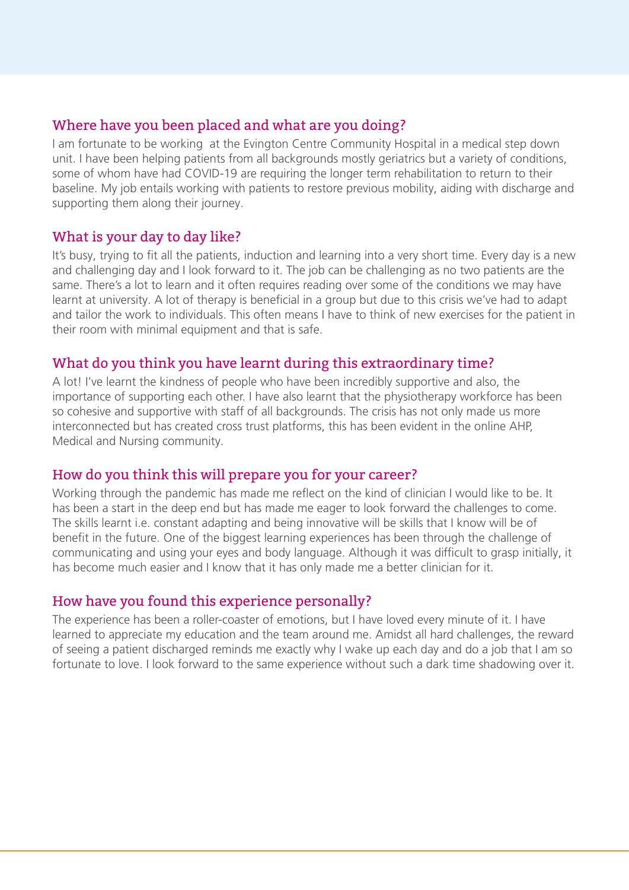## Where have you been placed and what are you doing?

I am fortunate to be working at the Evington Centre Community Hospital in a medical step down unit. I have been helping patients from all backgrounds mostly geriatrics but a variety of conditions, some of whom have had COVID-19 are requiring the longer term rehabilitation to return to their baseline. My job entails working with patients to restore previous mobility, aiding with discharge and supporting them along their journey.

## What is your day to day like?

It's busy, trying to fit all the patients, induction and learning into a very short time. Every day is a new and challenging day and I look forward to it. The job can be challenging as no two patients are the same. There's a lot to learn and it often requires reading over some of the conditions we may have learnt at university. A lot of therapy is beneficial in a group but due to this crisis we've had to adapt and tailor the work to individuals. This often means I have to think of new exercises for the patient in their room with minimal equipment and that is safe.

## What do you think you have learnt during this extraordinary time?

A lot! I've learnt the kindness of people who have been incredibly supportive and also, the importance of supporting each other. I have also learnt that the physiotherapy workforce has been so cohesive and supportive with staff of all backgrounds. The crisis has not only made us more interconnected but has created cross trust platforms, this has been evident in the online AHP, Medical and Nursing community.

## How do you think this will prepare you for your career?

Working through the pandemic has made me reflect on the kind of clinician I would like to be. It has been a start in the deep end but has made me eager to look forward the challenges to come. The skills learnt i.e. constant adapting and being innovative will be skills that I know will be of benefit in the future. One of the biggest learning experiences has been through the challenge of communicating and using your eyes and body language. Although it was difficult to grasp initially, it has become much easier and I know that it has only made me a better clinician for it.

## How have you found this experience personally?

The experience has been a roller-coaster of emotions, but I have loved every minute of it. I have learned to appreciate my education and the team around me. Amidst all hard challenges, the reward of seeing a patient discharged reminds me exactly why I wake up each day and do a job that I am so fortunate to love. I look forward to the same experience without such a dark time shadowing over it.